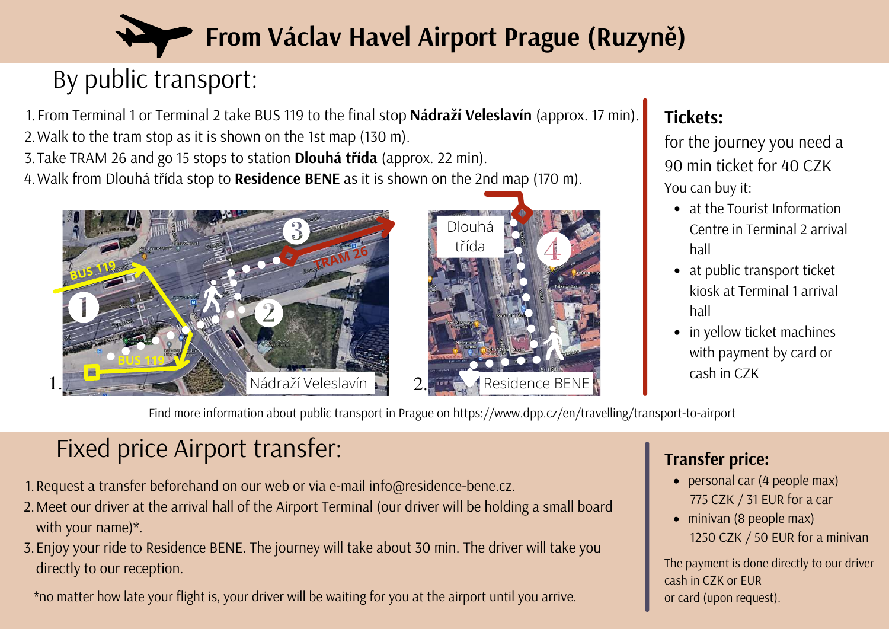# From Václav Havel Airport Prague (Ruzyně)

## By public transport:

1. From Terminal 1 or Terminal 2 take BUS 119 to the final stop **Nádraží Veleslavín** (approx. 17 min).
2. Walk to the tram stop as it is shown on the 1st map (130 m).
3. Take TRAM 26 and go 15 stops to station **Dlouhá třída** (approx. 22 min).
4. Walk from Dlouhá třída stop to **Residence BENE** as it is shown on the 2nd map (170 m).

1. Nádraží Veleslavín

2. Residence BENE

### Tickets:

for the journey you need a 90 min ticket for 40 CZK

You can buy it:

- at the Tourist Information Centre in Terminal 2 arrival hall
- at public transport ticket kiosk at Terminal 1 arrival hall
- in yellow ticket machines with payment by card or cash in CZK

Find more information about public transport in Prague on https://www.dpp.cz/en/travelling/transport-to-airport

## Fixed price Airport transfer:

1. Request a transfer beforehand on our web or via e-mail info@residence-bene.cz.
2. Meet our driver at the arrival hall of the Airport Terminal (our driver will be holding a small board with your name)*.
3. Enjoy your ride to Residence BENE. The journey will take about 30 min. The driver will take you directly to our reception.

*no matter how late your flight is, your driver will be waiting for you at the airport until you arrive.

### Transfer price:

- personal car (4 people max)
  775 CZK / 31 EUR for a car
- minivan (8 people max)
  1250 CZK / 50 EUR for a minivan

The payment is done directly to our driver cash in CZK or EUR or card (upon request).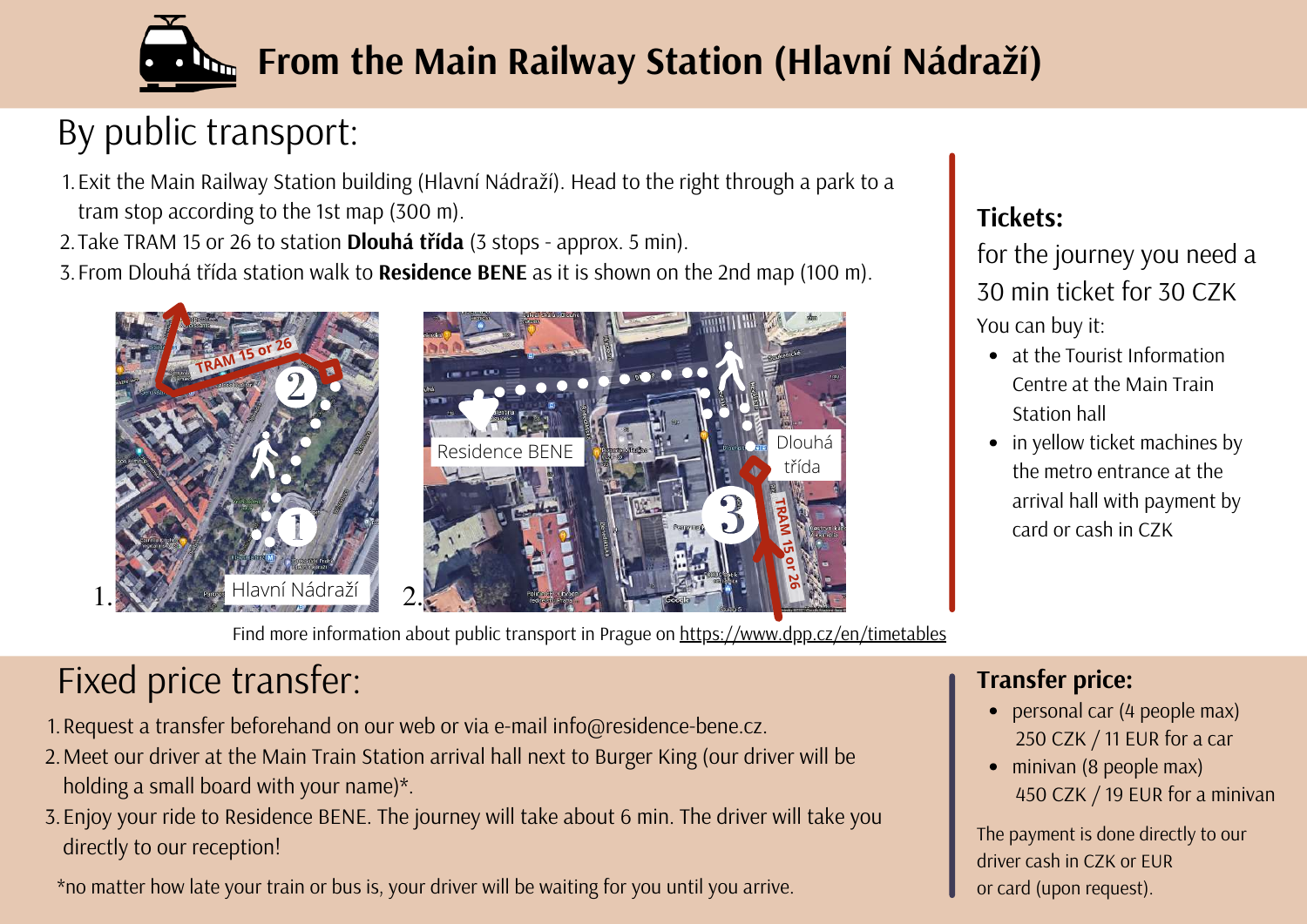# From the Main Railway Station (Hlavní Nádraží)

## By public transport:

1. Exit the Main Railway Station building (Hlavní Nádraží). Head to the right through a park to a tram stop according to the 1st map (300 m).
2. Take TRAM 15 or 26 to station **Dlouhá třída** (3 stops - approx. 5 min).
3. From Dlouhá třída station walk to **Residence BENE** as it is shown on the 2nd map (100 m).

1. Hlavní Nádraží — TRAM 15 or 26

2. Residence BENE — Dlouhá třída — TRAM 15 or 26

Find more information about public transport in Prague on https://www.dpp.cz/en/timetables

### Tickets:

for the journey you need a 30 min ticket for 30 CZK

You can buy it:

- at the Tourist Information Centre at the Main Train Station hall
- in yellow ticket machines by the metro entrance at the arrival hall with payment by card or cash in CZK

## Fixed price transfer:

1. Request a transfer beforehand on our web or via e-mail info@residence-bene.cz.
2. Meet our driver at the Main Train Station arrival hall next to Burger King (our driver will be holding a small board with your name)*.
3. Enjoy your ride to Residence BENE. The journey will take about 6 min. The driver will take you directly to our reception!

*no matter how late your train or bus is, your driver will be waiting for you until you arrive.

### Transfer price:

- personal car (4 people max) 250 CZK / 11 EUR for a car
- minivan (8 people max) 450 CZK / 19 EUR for a minivan

The payment is done directly to our driver cash in CZK or EUR or card (upon request).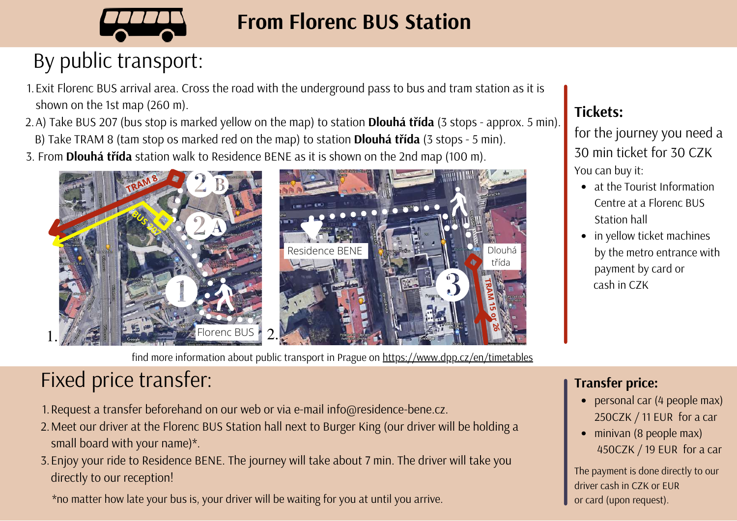# From Florenc BUS Station

## By public transport:

1. Exit Florenc BUS arrival area. Cross the road with the underground pass to bus and tram station as it is shown on the 1st map (260 m).
2. A) Take BUS 207 (bus stop is marked yellow on the map) to station **Dlouhá třída** (3 stops - approx. 5 min).
   B) Take TRAM 8 (tam stop os marked red on the map) to station **Dlouhá třída** (3 stops - 5 min).
3. From **Dlouhá třída** station walk to Residence BENE as it is shown on the 2nd map (100 m).

1.

TRAM 8

BUS 207

2B

2A

1

Florenc BUS

2.

Residence BENE

Dlouhá třída

3

TRAM 15 or 26

find more information about public transport in Prague on https://www.dpp.cz/en/timetables

### Tickets:

for the journey you need a 30 min ticket for 30 CZK

You can buy it:

- at the Tourist Information Centre at a Florenc BUS Station hall
- in yellow ticket machines by the metro entrance with payment by card or cash in CZK

## Fixed price transfer:

1. Request a transfer beforehand on our web or via e-mail info@residence-bene.cz.
2. Meet our driver at the Florenc BUS Station hall next to Burger King (our driver will be holding a small board with your name)*.
3. Enjoy your ride to Residence BENE. The journey will take about 7 min. The driver will take you directly to our reception!

*no matter how late your bus is, your driver will be waiting for you at until you arrive.

### Transfer price:

- personal car (4 people max) 250CZK / 11 EUR for a car
- minivan (8 people max) 450CZK / 19 EUR for a car

The payment is done directly to our driver cash in CZK or EUR or card (upon request).